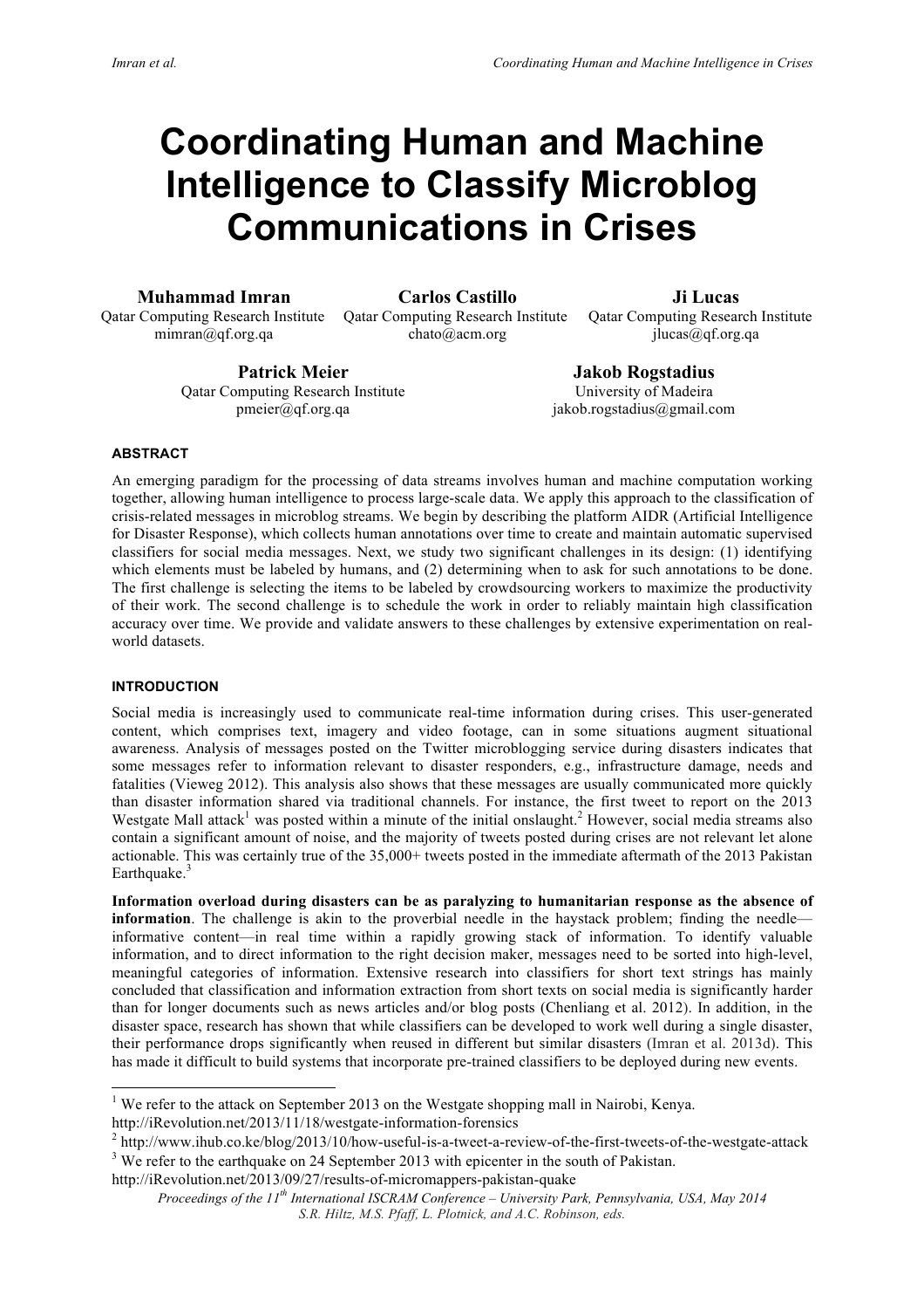# Coordinating Human and Machine Intelligence to Classify Microblog Communications in Crises

**Muhammad Imran**
Qatar Computing Research Institute
mimran@qf.org.qa

**Carlos Castillo**
Qatar Computing Research Institute
chato@acm.org

**Ji Lucas**
Qatar Computing Research Institute
jlucas@qf.org.qa

**Patrick Meier**
Qatar Computing Research Institute
pmeier@qf.org.qa

**Jakob Rogstadius**
University of Madeira
jakob.rogstadius@gmail.com

## ABSTRACT

An emerging paradigm for the processing of data streams involves human and machine computation working together, allowing human intelligence to process large-scale data. We apply this approach to the classification of crisis-related messages in microblog streams. We begin by describing the platform AIDR (Artificial Intelligence for Disaster Response), which collects human annotations over time to create and maintain automatic supervised classifiers for social media messages. Next, we study two significant challenges in its design: (1) identifying which elements must be labeled by humans, and (2) determining when to ask for such annotations to be done. The first challenge is selecting the items to be labeled by crowdsourcing workers to maximize the productivity of their work. The second challenge is to schedule the work in order to reliably maintain high classification accuracy over time. We provide and validate answers to these challenges by extensive experimentation on real-world datasets.

## INTRODUCTION

Social media is increasingly used to communicate real-time information during crises. This user-generated content, which comprises text, imagery and video footage, can in some situations augment situational awareness. Analysis of messages posted on the Twitter microblogging service during disasters indicates that some messages refer to information relevant to disaster responders, e.g., infrastructure damage, needs and fatalities (Vieweg 2012). This analysis also shows that these messages are usually communicated more quickly than disaster information shared via traditional channels. For instance, the first tweet to report on the 2013 Westgate Mall attack[1] was posted within a minute of the initial onslaught.[2] However, social media streams also contain a significant amount of noise, and the majority of tweets posted during crises are not relevant let alone actionable. This was certainly true of the 35,000+ tweets posted in the immediate aftermath of the 2013 Pakistan Earthquake.[3]

**Information overload during disasters can be as paralyzing to humanitarian response as the absence of information**. The challenge is akin to the proverbial needle in the haystack problem; finding the needle—informative content—in real time within a rapidly growing stack of information. To identify valuable information, and to direct information to the right decision maker, messages need to be sorted into high-level, meaningful categories of information. Extensive research into classifiers for short text strings has mainly concluded that classification and information extraction from short texts on social media is significantly harder than for longer documents such as news articles and/or blog posts (Chenliang et al. 2012). In addition, in the disaster space, research has shown that while classifiers can be developed to work well during a single disaster, their performance drops significantly when reused in different but similar disasters (Imran et al. 2013d). This has made it difficult to build systems that incorporate pre-trained classifiers to be deployed during new events.

---

[1] We refer to the attack on September 2013 on the Westgate shopping mall in Nairobi, Kenya. http://iRevolution.net/2013/11/18/westgate-information-forensics

[2] http://www.ihub.co.ke/blog/2013/10/how-useful-is-a-tweet-a-review-of-the-first-tweets-of-the-westgate-attack

[3] We refer to the earthquake on 24 September 2013 with epicenter in the south of Pakistan. http://iRevolution.net/2013/09/27/results-of-micromappers-pakistan-quake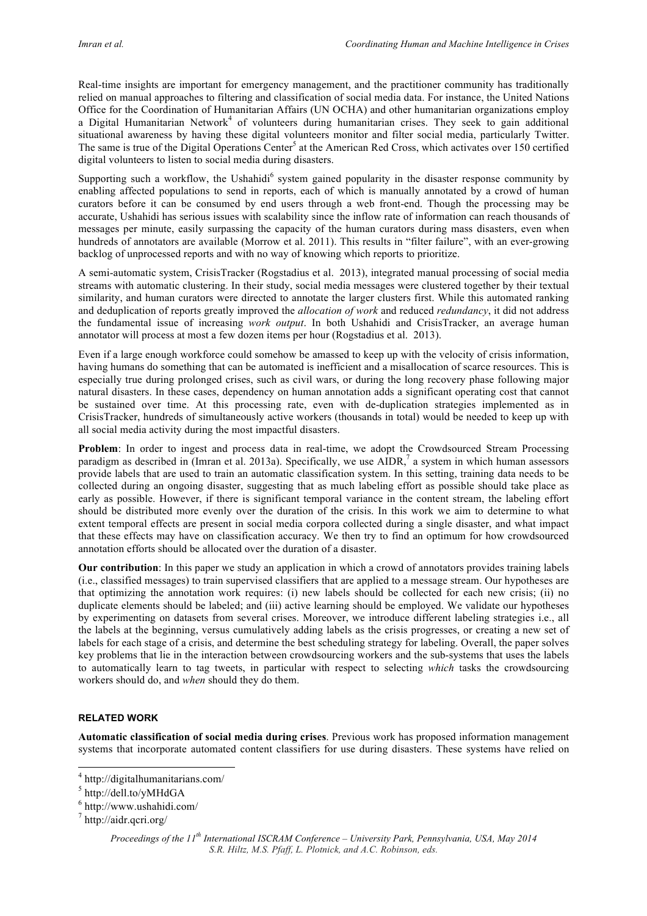Real-time insights are important for emergency management, and the practitioner community has traditionally relied on manual approaches to filtering and classification of social media data. For instance, the United Nations Office for the Coordination of Humanitarian Affairs (UN OCHA) and other humanitarian organizations employ a Digital Humanitarian Network[4] of volunteers during humanitarian crises. They seek to gain additional situational awareness by having these digital volunteers monitor and filter social media, particularly Twitter. The same is true of the Digital Operations Center[5] at the American Red Cross, which activates over 150 certified digital volunteers to listen to social media during disasters.

Supporting such a workflow, the Ushahidi[6] system gained popularity in the disaster response community by enabling affected populations to send in reports, each of which is manually annotated by a crowd of human curators before it can be consumed by end users through a web front-end. Though the processing may be accurate, Ushahidi has serious issues with scalability since the inflow rate of information can reach thousands of messages per minute, easily surpassing the capacity of the human curators during mass disasters, even when hundreds of annotators are available (Morrow et al. 2011). This results in "filter failure", with an ever-growing backlog of unprocessed reports and with no way of knowing which reports to prioritize.

A semi-automatic system, CrisisTracker (Rogstadius et al. 2013), integrated manual processing of social media streams with automatic clustering. In their study, social media messages were clustered together by their textual similarity, and human curators were directed to annotate the larger clusters first. While this automated ranking and deduplication of reports greatly improved the *allocation of work* and reduced *redundancy*, it did not address the fundamental issue of increasing *work output*. In both Ushahidi and CrisisTracker, an average human annotator will process at most a few dozen items per hour (Rogstadius et al. 2013).

Even if a large enough workforce could somehow be amassed to keep up with the velocity of crisis information, having humans do something that can be automated is inefficient and a misallocation of scarce resources. This is especially true during prolonged crises, such as civil wars, or during the long recovery phase following major natural disasters. In these cases, dependency on human annotation adds a significant operating cost that cannot be sustained over time. At this processing rate, even with de-duplication strategies implemented as in CrisisTracker, hundreds of simultaneously active workers (thousands in total) would be needed to keep up with all social media activity during the most impactful disasters.

**Problem**: In order to ingest and process data in real-time, we adopt the Crowdsourced Stream Processing paradigm as described in (Imran et al. 2013a). Specifically, we use AIDR,[7] a system in which human assessors provide labels that are used to train an automatic classification system. In this setting, training data needs to be collected during an ongoing disaster, suggesting that as much labeling effort as possible should take place as early as possible. However, if there is significant temporal variance in the content stream, the labeling effort should be distributed more evenly over the duration of the crisis. In this work we aim to determine to what extent temporal effects are present in social media corpora collected during a single disaster, and what impact that these effects may have on classification accuracy. We then try to find an optimum for how crowdsourced annotation efforts should be allocated over the duration of a disaster.

**Our contribution**: In this paper we study an application in which a crowd of annotators provides training labels (i.e., classified messages) to train supervised classifiers that are applied to a message stream. Our hypotheses are that optimizing the annotation work requires: (i) new labels should be collected for each new crisis; (ii) no duplicate elements should be labeled; and (iii) active learning should be employed. We validate our hypotheses by experimenting on datasets from several crises. Moreover, we introduce different labeling strategies i.e., all the labels at the beginning, versus cumulatively adding labels as the crisis progresses, or creating a new set of labels for each stage of a crisis, and determine the best scheduling strategy for labeling. Overall, the paper solves key problems that lie in the interaction between crowdsourcing workers and the sub-systems that uses the labels to automatically learn to tag tweets, in particular with respect to selecting *which* tasks the crowdsourcing workers should do, and *when* should they do them.

## RELATED WORK

**Automatic classification of social media during crises**. Previous work has proposed information management systems that incorporate automated content classifiers for use during disasters. These systems have relied on

[4] http://digitalhumanitarians.com/

[5] http://dell.to/yMHdGA

[6] http://www.ushahidi.com/

[7] http://aidr.qcri.org/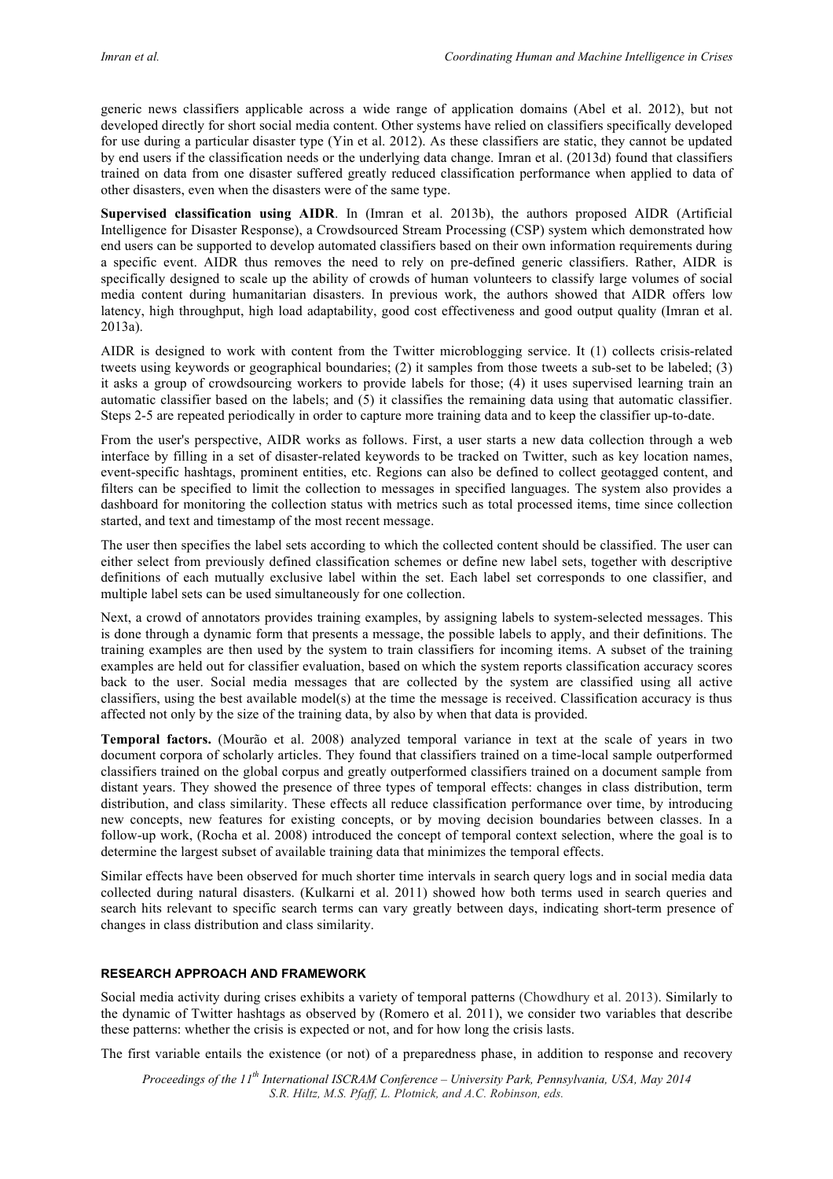generic news classifiers applicable across a wide range of application domains (Abel et al. 2012), but not developed directly for short social media content. Other systems have relied on classifiers specifically developed for use during a particular disaster type (Yin et al. 2012). As these classifiers are static, they cannot be updated by end users if the classification needs or the underlying data change. Imran et al. (2013d) found that classifiers trained on data from one disaster suffered greatly reduced classification performance when applied to data of other disasters, even when the disasters were of the same type.

**Supervised classification using AIDR**. In (Imran et al. 2013b), the authors proposed AIDR (Artificial Intelligence for Disaster Response), a Crowdsourced Stream Processing (CSP) system which demonstrated how end users can be supported to develop automated classifiers based on their own information requirements during a specific event. AIDR thus removes the need to rely on pre-defined generic classifiers. Rather, AIDR is specifically designed to scale up the ability of crowds of human volunteers to classify large volumes of social media content during humanitarian disasters. In previous work, the authors showed that AIDR offers low latency, high throughput, high load adaptability, good cost effectiveness and good output quality (Imran et al. 2013a).

AIDR is designed to work with content from the Twitter microblogging service. It (1) collects crisis-related tweets using keywords or geographical boundaries; (2) it samples from those tweets a sub-set to be labeled; (3) it asks a group of crowdsourcing workers to provide labels for those; (4) it uses supervised learning train an automatic classifier based on the labels; and (5) it classifies the remaining data using that automatic classifier. Steps 2-5 are repeated periodically in order to capture more training data and to keep the classifier up-to-date.

From the user's perspective, AIDR works as follows. First, a user starts a new data collection through a web interface by filling in a set of disaster-related keywords to be tracked on Twitter, such as key location names, event-specific hashtags, prominent entities, etc. Regions can also be defined to collect geotagged content, and filters can be specified to limit the collection to messages in specified languages. The system also provides a dashboard for monitoring the collection status with metrics such as total processed items, time since collection started, and text and timestamp of the most recent message.

The user then specifies the label sets according to which the collected content should be classified. The user can either select from previously defined classification schemes or define new label sets, together with descriptive definitions of each mutually exclusive label within the set. Each label set corresponds to one classifier, and multiple label sets can be used simultaneously for one collection.

Next, a crowd of annotators provides training examples, by assigning labels to system-selected messages. This is done through a dynamic form that presents a message, the possible labels to apply, and their definitions. The training examples are then used by the system to train classifiers for incoming items. A subset of the training examples are held out for classifier evaluation, based on which the system reports classification accuracy scores back to the user. Social media messages that are collected by the system are classified using all active classifiers, using the best available model(s) at the time the message is received. Classification accuracy is thus affected not only by the size of the training data, by also by when that data is provided.

**Temporal factors.** (Mourão et al. 2008) analyzed temporal variance in text at the scale of years in two document corpora of scholarly articles. They found that classifiers trained on a time-local sample outperformed classifiers trained on the global corpus and greatly outperformed classifiers trained on a document sample from distant years. They showed the presence of three types of temporal effects: changes in class distribution, term distribution, and class similarity. These effects all reduce classification performance over time, by introducing new concepts, new features for existing concepts, or by moving decision boundaries between classes. In a follow-up work, (Rocha et al. 2008) introduced the concept of temporal context selection, where the goal is to determine the largest subset of available training data that minimizes the temporal effects.

Similar effects have been observed for much shorter time intervals in search query logs and in social media data collected during natural disasters. (Kulkarni et al. 2011) showed how both terms used in search queries and search hits relevant to specific search terms can vary greatly between days, indicating short-term presence of changes in class distribution and class similarity.

## RESEARCH APPROACH AND FRAMEWORK

Social media activity during crises exhibits a variety of temporal patterns (Chowdhury et al. 2013). Similarly to the dynamic of Twitter hashtags as observed by (Romero et al. 2011), we consider two variables that describe these patterns: whether the crisis is expected or not, and for how long the crisis lasts.

The first variable entails the existence (or not) of a preparedness phase, in addition to response and recovery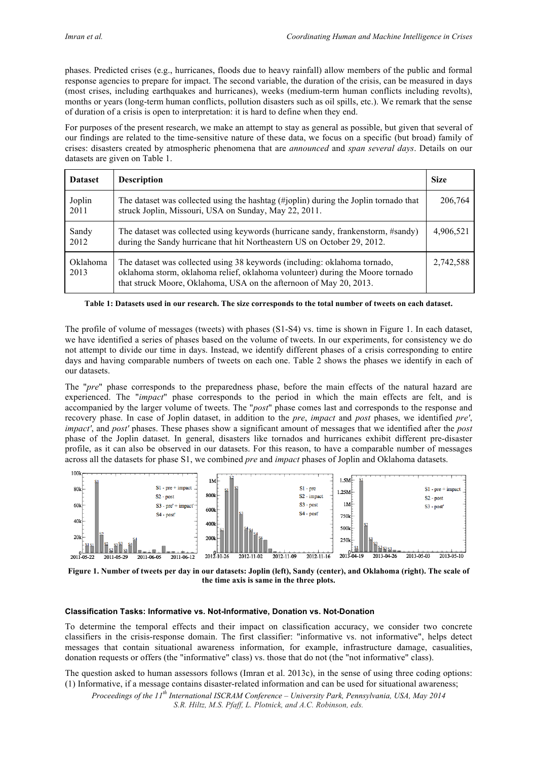phases. Predicted crises (e.g., hurricanes, floods due to heavy rainfall) allow members of the public and formal response agencies to prepare for impact. The second variable, the duration of the crisis, can be measured in days (most crises, including earthquakes and hurricanes), weeks (medium-term human conflicts including revolts), months or years (long-term human conflicts, pollution disasters such as oil spills, etc.). We remark that the sense of duration of a crisis is open to interpretation: it is hard to define when they end.

For purposes of the present research, we make an attempt to stay as general as possible, but given that several of our findings are related to the time-sensitive nature of these data, we focus on a specific (but broad) family of crises: disasters created by atmospheric phenomena that are *announced* and *span several days*. Details on our datasets are given on Table 1.

| Dataset | Description | Size |
|---|---|---|
| Joplin 2011 | The dataset was collected using the hashtag (#joplin) during the Joplin tornado that struck Joplin, Missouri, USA on Sunday, May 22, 2011. | 206,764 |
| Sandy 2012 | The dataset was collected using keywords (hurricane sandy, frankenstorm, #sandy) during the Sandy hurricane that hit Northeastern US on October 29, 2012. | 4,906,521 |
| Oklahoma 2013 | The dataset was collected using 38 keywords (including: oklahoma tornado, oklahoma storm, oklahoma relief, oklahoma volunteer) during the Moore tornado that struck Moore, Oklahoma, USA on the afternoon of May 20, 2013. | 2,742,588 |

**Table 1: Datasets used in our research. The size corresponds to the total number of tweets on each dataset.**

The profile of volume of messages (tweets) with phases (S1-S4) vs. time is shown in Figure 1. In each dataset, we have identified a series of phases based on the volume of tweets. In our experiments, for consistency we do not attempt to divide our time in days. Instead, we identify different phases of a crisis corresponding to entire days and having comparable numbers of tweets on each one. Table 2 shows the phases we identify in each of our datasets.

The "*pre*" phase corresponds to the preparedness phase, before the main effects of the natural hazard are experienced. The "*impact*" phase corresponds to the period in which the main effects are felt, and is accompanied by the larger volume of tweets. The "*post*" phase comes last and corresponds to the response and recovery phase. In case of Joplin dataset, in addition to the *pre*, *impact* and *post* phases, we identified *pre'*, *impact'*, and *post'* phases. These phases show a significant amount of messages that we identified after the *post* phase of the Joplin dataset. In general, disasters like tornados and hurricanes exhibit different pre-disaster profile, as it can also be observed in our datasets. For this reason, to have a comparable number of messages across all the datasets for phase S1, we combined *pre* and *impact* phases of Joplin and Oklahoma datasets.

**Figure 1. Number of tweets per day in our datasets: Joplin (left), Sandy (center), and Oklahoma (right). The scale of the time axis is same in the three plots.**

#### Classification Tasks: Informative vs. Not-Informative, Donation vs. Not-Donation

To determine the temporal effects and their impact on classification accuracy, we consider two concrete classifiers in the crisis-response domain. The first classifier: "informative vs. not informative", helps detect messages that contain situational awareness information, for example, infrastructure damage, casualities, donation requests or offers (the "informative" class) vs. those that do not (the "not informative" class).

The question asked to human assessors follows (Imran et al. 2013c), in the sense of using three coding options: (1) Informative, if a message contains disaster-related information and can be used for situational awareness;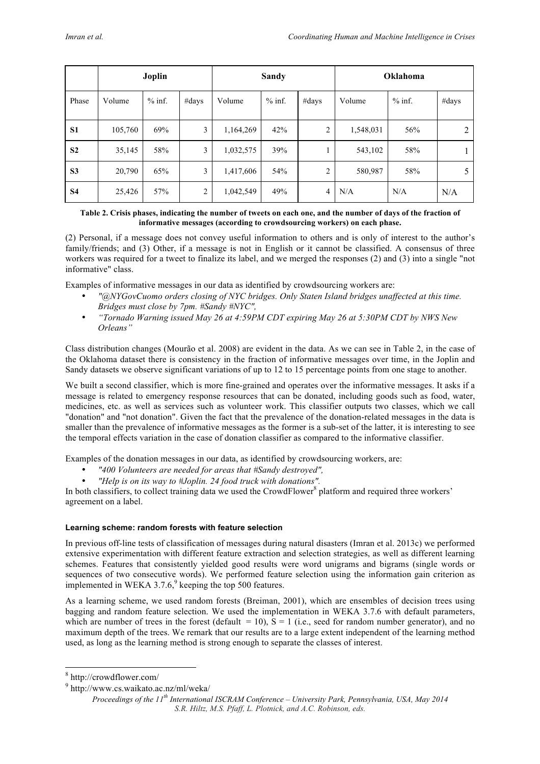| | Joplin | | | Sandy | | | Oklahoma | | |
|---|---|---|---|---|---|---|---|---|---|
| Phase | Volume | % inf. | #days | Volume | % inf. | #days | Volume | % inf. | #days |
| **S1** | 105,760 | 69% | 3 | 1,164,269 | 42% | 2 | 1,548,031 | 56% | 2 |
| **S2** | 35,145 | 58% | 3 | 1,032,575 | 39% | 1 | 543,102 | 58% | 1 |
| **S3** | 20,790 | 65% | 3 | 1,417,606 | 54% | 2 | 580,987 | 58% | 5 |
| **S4** | 25,426 | 57% | 2 | 1,042,549 | 49% | 4 | N/A | N/A | N/A |

**Table 2. Crisis phases, indicating the number of tweets on each one, and the number of days of the fraction of informative messages (according to crowdsourcing workers) on each phase.**

(2) Personal, if a message does not convey useful information to others and is only of interest to the author's family/friends; and (3) Other, if a message is not in English or it cannot be classified. A consensus of three workers was required for a tweet to finalize its label, and we merged the responses (2) and (3) into a single "not informative" class.

Examples of informative messages in our data as identified by crowdsourcing workers are:

- *"@NYGovCuomo orders closing of NYC bridges. Only Staten Island bridges unaffected at this time. Bridges must close by 7pm. #Sandy #NYC",*
- *"Tornado Warning issued May 26 at 4:59PM CDT expiring May 26 at 5:30PM CDT by NWS New Orleans"*

Class distribution changes (Mourão et al. 2008) are evident in the data. As we can see in Table 2, in the case of the Oklahoma dataset there is consistency in the fraction of informative messages over time, in the Joplin and Sandy datasets we observe significant variations of up to 12 to 15 percentage points from one stage to another.

We built a second classifier, which is more fine-grained and operates over the informative messages. It asks if a message is related to emergency response resources that can be donated, including goods such as food, water, medicines, etc. as well as services such as volunteer work. This classifier outputs two classes, which we call "donation" and "not donation". Given the fact that the prevalence of the donation-related messages in the data is smaller than the prevalence of informative messages as the former is a sub-set of the latter, it is interesting to see the temporal effects variation in the case of donation classifier as compared to the informative classifier.

Examples of the donation messages in our data, as identified by crowdsourcing workers, are:

- *"400 Volunteers are needed for areas that #Sandy destroyed",*
- *"Help is on its way to #Joplin. 24 food truck with donations".*

In both classifiers, to collect training data we used the CrowdFlower[8] platform and required three workers' agreement on a label.

#### Learning scheme: random forests with feature selection

In previous off-line tests of classification of messages during natural disasters (Imran et al. 2013c) we performed extensive experimentation with different feature extraction and selection strategies, as well as different learning schemes. Features that consistently yielded good results were word unigrams and bigrams (single words or sequences of two consecutive words). We performed feature selection using the information gain criterion as implemented in WEKA 3.7.6,[9] keeping the top 500 features.

As a learning scheme, we used random forests (Breiman, 2001), which are ensembles of decision trees using bagging and random feature selection. We used the implementation in WEKA 3.7.6 with default parameters, which are number of trees in the forest (default = 10), S = 1 (i.e., seed for random number generator), and no maximum depth of the trees. We remark that our results are to a large extent independent of the learning method used, as long as the learning method is strong enough to separate the classes of interest.

---

[8] http://crowdflower.com/

[9] http://www.cs.waikato.ac.nz/ml/weka/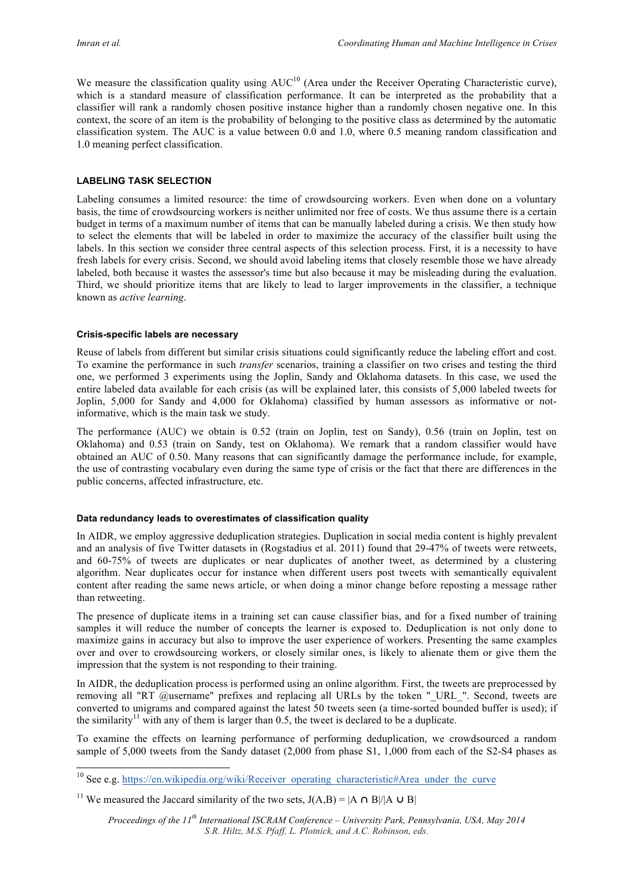We measure the classification quality using AUC[10] (Area under the Receiver Operating Characteristic curve), which is a standard measure of classification performance. It can be interpreted as the probability that a classifier will rank a randomly chosen positive instance higher than a randomly chosen negative one. In this context, the score of an item is the probability of belonging to the positive class as determined by the automatic classification system. The AUC is a value between 0.0 and 1.0, where 0.5 meaning random classification and 1.0 meaning perfect classification.

## LABELING TASK SELECTION

Labeling consumes a limited resource: the time of crowdsourcing workers. Even when done on a voluntary basis, the time of crowdsourcing workers is neither unlimited nor free of costs. We thus assume there is a certain budget in terms of a maximum number of items that can be manually labeled during a crisis. We then study how to select the elements that will be labeled in order to maximize the accuracy of the classifier built using the labels. In this section we consider three central aspects of this selection process. First, it is a necessity to have fresh labels for every crisis. Second, we should avoid labeling items that closely resemble those we have already labeled, both because it wastes the assessor's time but also because it may be misleading during the evaluation. Third, we should prioritize items that are likely to lead to larger improvements in the classifier, a technique known as *active learning*.

### Crisis-specific labels are necessary

Reuse of labels from different but similar crisis situations could significantly reduce the labeling effort and cost. To examine the performance in such *transfer* scenarios, training a classifier on two crises and testing the third one, we performed 3 experiments using the Joplin, Sandy and Oklahoma datasets. In this case, we used the entire labeled data available for each crisis (as will be explained later, this consists of 5,000 labeled tweets for Joplin, 5,000 for Sandy and 4,000 for Oklahoma) classified by human assessors as informative or not-informative, which is the main task we study.

The performance (AUC) we obtain is 0.52 (train on Joplin, test on Sandy), 0.56 (train on Joplin, test on Oklahoma) and 0.53 (train on Sandy, test on Oklahoma). We remark that a random classifier would have obtained an AUC of 0.50. Many reasons that can significantly damage the performance include, for example, the use of contrasting vocabulary even during the same type of crisis or the fact that there are differences in the public concerns, affected infrastructure, etc.

### Data redundancy leads to overestimates of classification quality

In AIDR, we employ aggressive deduplication strategies. Duplication in social media content is highly prevalent and an analysis of five Twitter datasets in (Rogstadius et al. 2011) found that 29-47% of tweets were retweets, and 60-75% of tweets are duplicates or near duplicates of another tweet, as determined by a clustering algorithm. Near duplicates occur for instance when different users post tweets with semantically equivalent content after reading the same news article, or when doing a minor change before reposting a message rather than retweeting.

The presence of duplicate items in a training set can cause classifier bias, and for a fixed number of training samples it will reduce the number of concepts the learner is exposed to. Deduplication is not only done to maximize gains in accuracy but also to improve the user experience of workers. Presenting the same examples over and over to crowdsourcing workers, or closely similar ones, is likely to alienate them or give them the impression that the system is not responding to their training.

In AIDR, the deduplication process is performed using an online algorithm. First, the tweets are preprocessed by removing all "RT @username" prefixes and replacing all URLs by the token "_URL_". Second, tweets are converted to unigrams and compared against the latest 50 tweets seen (a time-sorted bounded buffer is used); if the similarity[11] with any of them is larger than 0.5, the tweet is declared to be a duplicate.

To examine the effects on learning performance of performing deduplication, we crowdsourced a random sample of 5,000 tweets from the Sandy dataset (2,000 from phase S1, 1,000 from each of the S2-S4 phases as

[10] See e.g. https://en.wikipedia.org/wiki/Receiver_operating_characteristic#Area_under_the_curve

[11] We measured the Jaccard similarity of the two sets, $J(A,B) = |A \cap B|/|A \cup B|$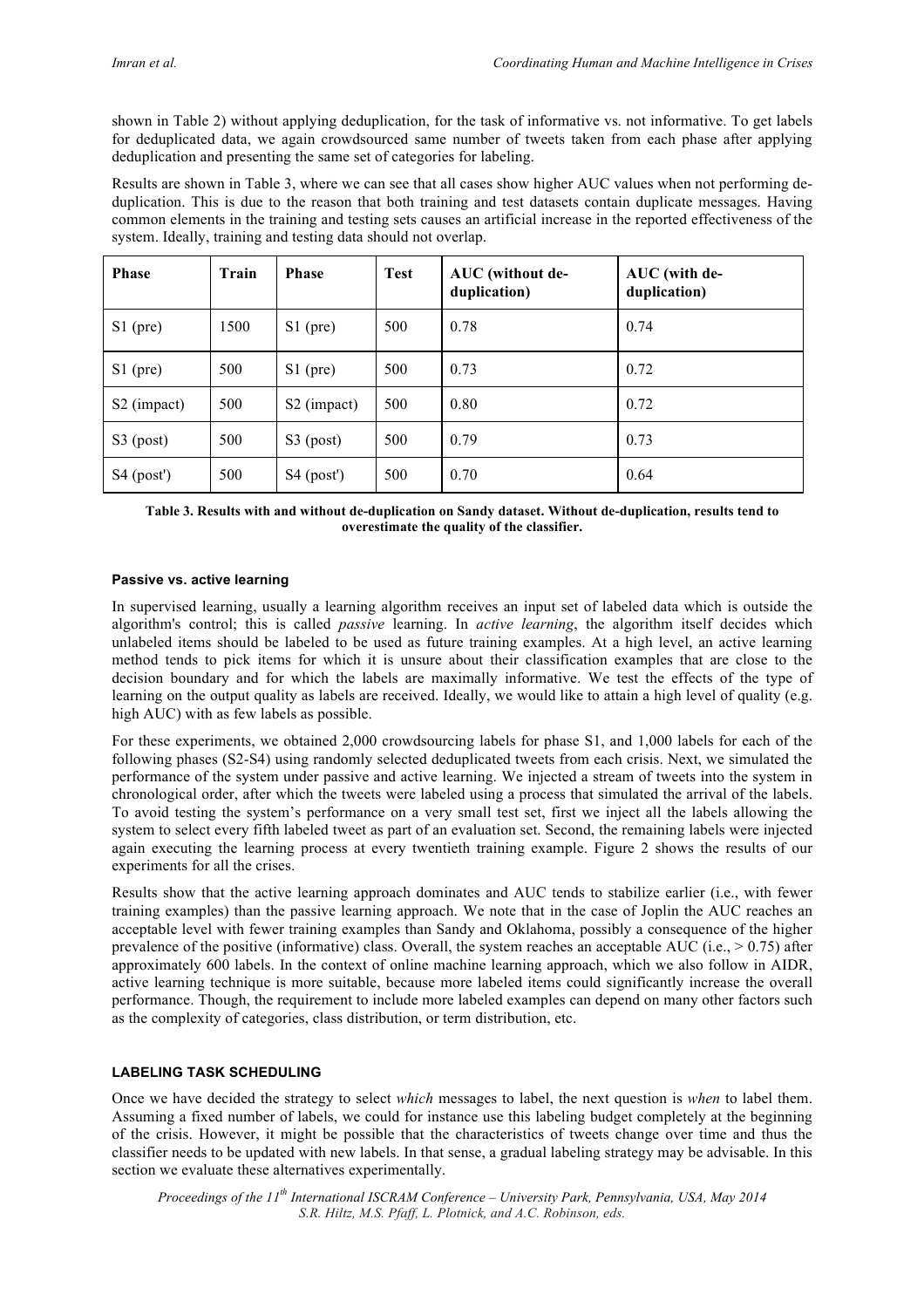shown in Table 2) without applying deduplication, for the task of informative vs. not informative. To get labels for deduplicated data, we again crowdsourced same number of tweets taken from each phase after applying deduplication and presenting the same set of categories for labeling.

Results are shown in Table 3, where we can see that all cases show higher AUC values when not performing de-duplication. This is due to the reason that both training and test datasets contain duplicate messages. Having common elements in the training and testing sets causes an artificial increase in the reported effectiveness of the system. Ideally, training and testing data should not overlap.

| Phase | Train | Phase | Test | AUC (without de-duplication) | AUC (with de-duplication) |
|---|---|---|---|---|---|
| S1 (pre) | 1500 | S1 (pre) | 500 | 0.78 | 0.74 |
| S1 (pre) | 500 | S1 (pre) | 500 | 0.73 | 0.72 |
| S2 (impact) | 500 | S2 (impact) | 500 | 0.80 | 0.72 |
| S3 (post) | 500 | S3 (post) | 500 | 0.79 | 0.73 |
| S4 (post') | 500 | S4 (post') | 500 | 0.70 | 0.64 |

**Table 3. Results with and without de-duplication on Sandy dataset. Without de-duplication, results tend to overestimate the quality of the classifier.**

#### Passive vs. active learning

In supervised learning, usually a learning algorithm receives an input set of labeled data which is outside the algorithm's control; this is called *passive* learning. In *active learning*, the algorithm itself decides which unlabeled items should be labeled to be used as future training examples. At a high level, an active learning method tends to pick items for which it is unsure about their classification examples that are close to the decision boundary and for which the labels are maximally informative. We test the effects of the type of learning on the output quality as labels are received. Ideally, we would like to attain a high level of quality (e.g. high AUC) with as few labels as possible.

For these experiments, we obtained 2,000 crowdsourcing labels for phase S1, and 1,000 labels for each of the following phases (S2-S4) using randomly selected deduplicated tweets from each crisis. Next, we simulated the performance of the system under passive and active learning. We injected a stream of tweets into the system in chronological order, after which the tweets were labeled using a process that simulated the arrival of the labels. To avoid testing the system's performance on a very small test set, first we inject all the labels allowing the system to select every fifth labeled tweet as part of an evaluation set. Second, the remaining labels were injected again executing the learning process at every twentieth training example. Figure 2 shows the results of our experiments for all the crises.

Results show that the active learning approach dominates and AUC tends to stabilize earlier (i.e., with fewer training examples) than the passive learning approach. We note that in the case of Joplin the AUC reaches an acceptable level with fewer training examples than Sandy and Oklahoma, possibly a consequence of the higher prevalence of the positive (informative) class. Overall, the system reaches an acceptable AUC (i.e., > 0.75) after approximately 600 labels. In the context of online machine learning approach, which we also follow in AIDR, active learning technique is more suitable, because more labeled items could significantly increase the overall performance. Though, the requirement to include more labeled examples can depend on many other factors such as the complexity of categories, class distribution, or term distribution, etc.

### LABELING TASK SCHEDULING

Once we have decided the strategy to select *which* messages to label, the next question is *when* to label them. Assuming a fixed number of labels, we could for instance use this labeling budget completely at the beginning of the crisis. However, it might be possible that the characteristics of tweets change over time and thus the classifier needs to be updated with new labels. In that sense, a gradual labeling strategy may be advisable. In this section we evaluate these alternatives experimentally.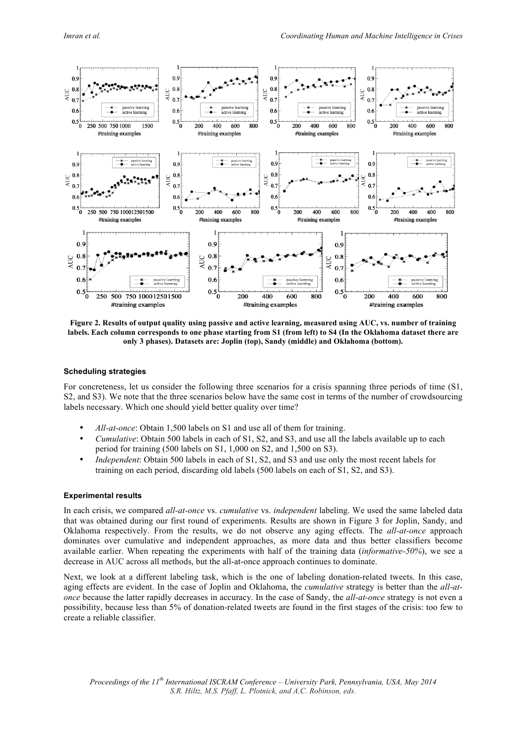Figure 2. Results of output quality using passive and active learning, measured using AUC, vs. number of training labels. Each column corresponds to one phase starting from S1 (from left) to S4 (In the Oklahoma dataset there are only 3 phases). Datasets are: Joplin (top), Sandy (middle) and Oklahoma (bottom).

#### Scheduling strategies

For concreteness, let us consider the following three scenarios for a crisis spanning three periods of time (S1, S2, and S3). We note that the three scenarios below have the same cost in terms of the number of crowdsourcing labels necessary. Which one should yield better quality over time?

- *All-at-once*: Obtain 1,500 labels on S1 and use all of them for training.
- *Cumulative*: Obtain 500 labels in each of S1, S2, and S3, and use all the labels available up to each period for training (500 labels on S1, 1,000 on S2, and 1,500 on S3).
- *Independent*: Obtain 500 labels in each of S1, S2, and S3 and use only the most recent labels for training on each period, discarding old labels (500 labels on each of S1, S2, and S3).

#### Experimental results

In each crisis, we compared *all-at-once* vs. *cumulative* vs. *independent* labeling. We used the same labeled data that was obtained during our first round of experiments. Results are shown in Figure 3 for Joplin, Sandy, and Oklahoma respectively. From the results, we do not observe any aging effects. The *all-at-once* approach dominates over cumulative and independent approaches, as more data and thus better classifiers become available earlier. When repeating the experiments with half of the training data (*informative-50%*), we see a decrease in AUC across all methods, but the all-at-once approach continues to dominate.

Next, we look at a different labeling task, which is the one of labeling donation-related tweets. In this case, aging effects are evident. In the case of Joplin and Oklahoma, the *cumulative* strategy is better than the *all-at-once* because the latter rapidly decreases in accuracy. In the case of Sandy, the *all-at-once* strategy is not even a possibility, because less than 5% of donation-related tweets are found in the first stages of the crisis: too few to create a reliable classifier.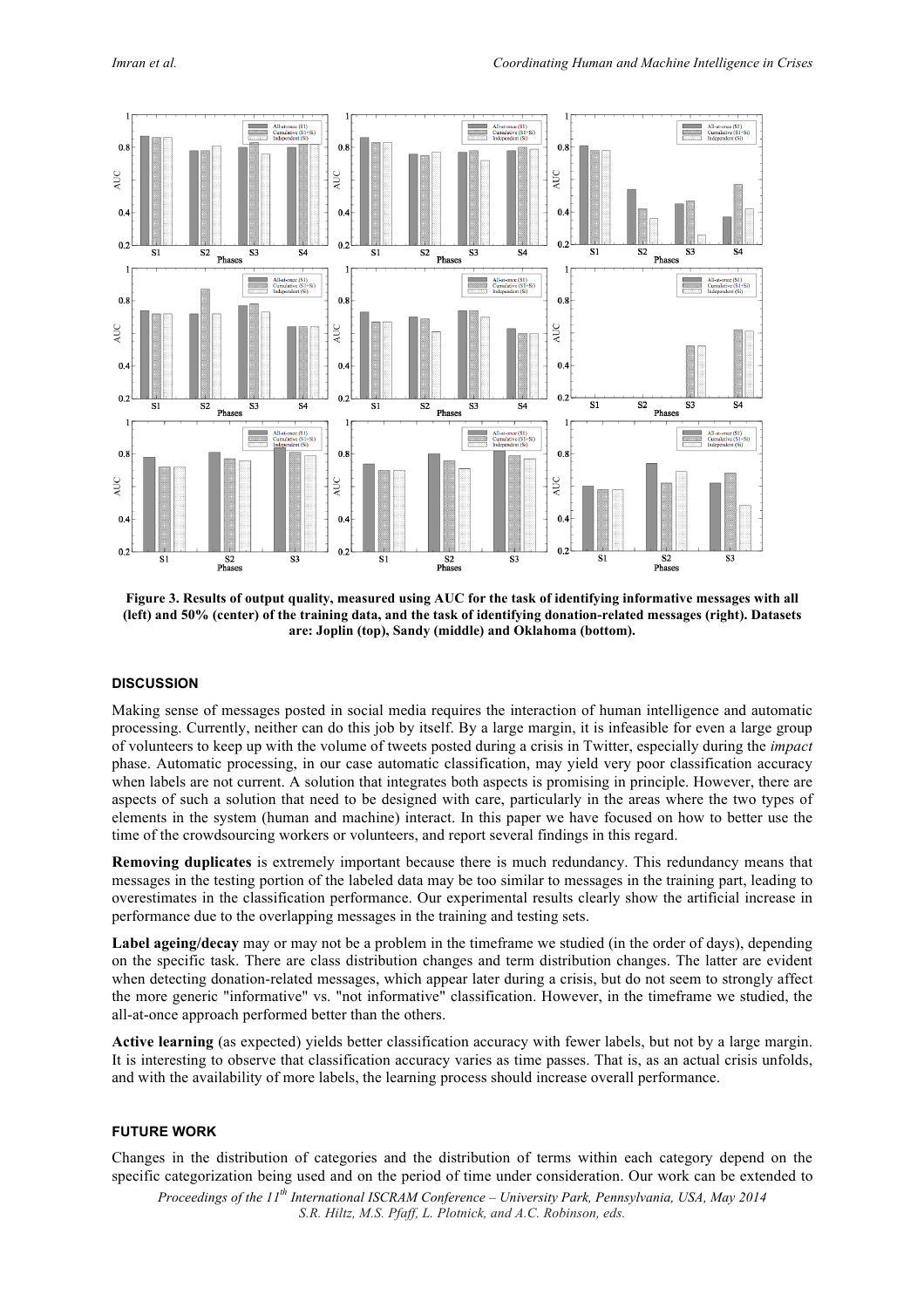Figure 3. Results of output quality, measured using AUC for the task of identifying informative messages with all (left) and 50% (center) of the training data, and the task of identifying donation-related messages (right). Datasets are: Joplin (top), Sandy (middle) and Oklahoma (bottom).

## DISCUSSION

Making sense of messages posted in social media requires the interaction of human intelligence and automatic processing. Currently, neither can do this job by itself. By a large margin, it is infeasible for even a large group of volunteers to keep up with the volume of tweets posted during a crisis in Twitter, especially during the *impact* phase. Automatic processing, in our case automatic classification, may yield very poor classification accuracy when labels are not current. A solution that integrates both aspects is promising in principle. However, there are aspects of such a solution that need to be designed with care, particularly in the areas where the two types of elements in the system (human and machine) interact. In this paper we have focused on how to better use the time of the crowdsourcing workers or volunteers, and report several findings in this regard.

**Removing duplicates** is extremely important because there is much redundancy. This redundancy means that messages in the testing portion of the labeled data may be too similar to messages in the training part, leading to overestimates in the classification performance. Our experimental results clearly show the artificial increase in performance due to the overlapping messages in the training and testing sets.

**Label ageing/decay** may or may not be a problem in the timeframe we studied (in the order of days), depending on the specific task. There are class distribution changes and term distribution changes. The latter are evident when detecting donation-related messages, which appear later during a crisis, but do not seem to strongly affect the more generic "informative" vs. "not informative" classification. However, in the timeframe we studied, the all-at-once approach performed better than the others.

**Active learning** (as expected) yields better classification accuracy with fewer labels, but not by a large margin. It is interesting to observe that classification accuracy varies as time passes. That is, as an actual crisis unfolds, and with the availability of more labels, the learning process should increase overall performance.

## FUTURE WORK

Changes in the distribution of categories and the distribution of terms within each category depend on the specific categorization being used and on the period of time under consideration. Our work can be extended to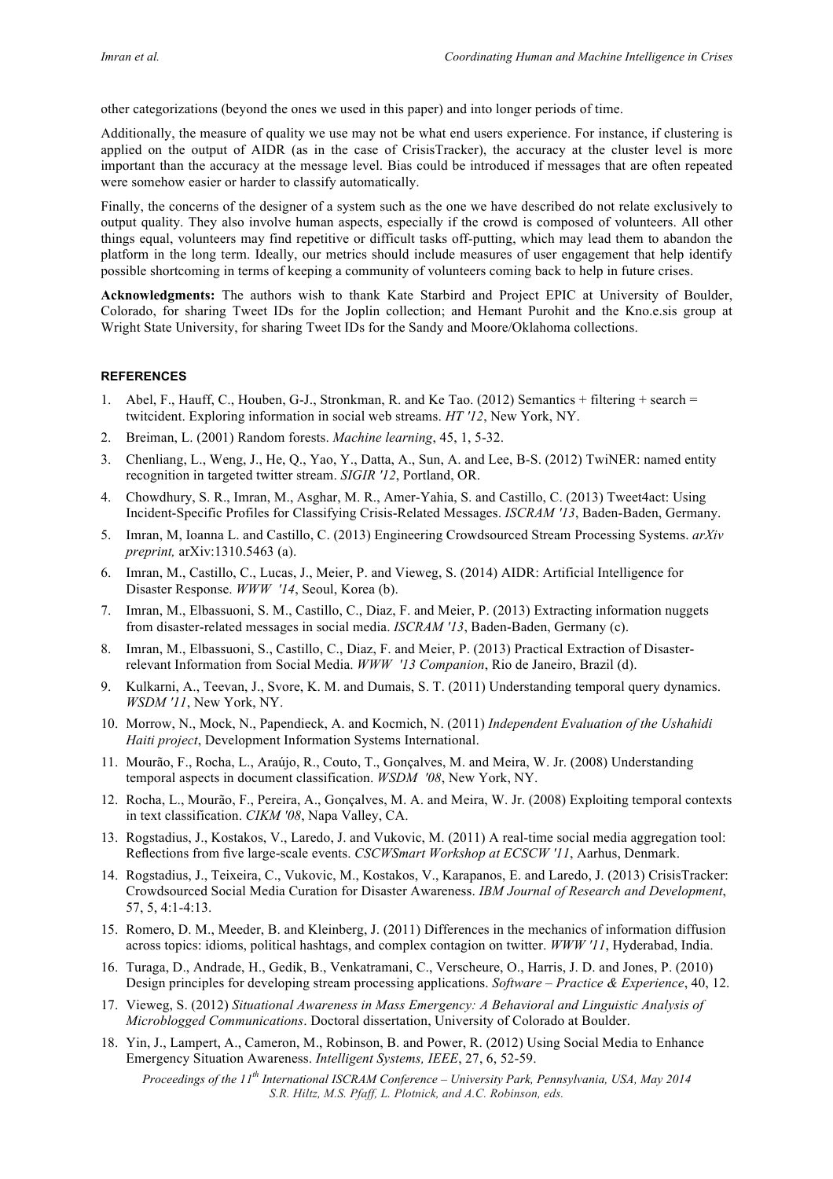other categorizations (beyond the ones we used in this paper) and into longer periods of time.

Additionally, the measure of quality we use may not be what end users experience. For instance, if clustering is applied on the output of AIDR (as in the case of CrisisTracker), the accuracy at the cluster level is more important than the accuracy at the message level. Bias could be introduced if messages that are often repeated were somehow easier or harder to classify automatically.

Finally, the concerns of the designer of a system such as the one we have described do not relate exclusively to output quality. They also involve human aspects, especially if the crowd is composed of volunteers. All other things equal, volunteers may find repetitive or difficult tasks off-putting, which may lead them to abandon the platform in the long term. Ideally, our metrics should include measures of user engagement that help identify possible shortcoming in terms of keeping a community of volunteers coming back to help in future crises.

**Acknowledgments:** The authors wish to thank Kate Starbird and Project EPIC at University of Boulder, Colorado, for sharing Tweet IDs for the Joplin collection; and Hemant Purohit and the Kno.e.sis group at Wright State University, for sharing Tweet IDs for the Sandy and Moore/Oklahoma collections.

#### REFERENCES

1. Abel, F., Hauff, C., Houben, G-J., Stronkman, R. and Ke Tao. (2012) Semantics + filtering + search = twitcident. Exploring information in social web streams. *HT '12*, New York, NY.
2. Breiman, L. (2001) Random forests. *Machine learning*, 45, 1, 5-32.
3. Chenliang, L., Weng, J., He, Q., Yao, Y., Datta, A., Sun, A. and Lee, B-S. (2012) TwiNER: named entity recognition in targeted twitter stream. *SIGIR '12*, Portland, OR.
4. Chowdhury, S. R., Imran, M., Asghar, M. R., Amer-Yahia, S. and Castillo, C. (2013) Tweet4act: Using Incident-Specific Profiles for Classifying Crisis-Related Messages. *ISCRAM '13*, Baden-Baden, Germany.
5. Imran, M, Ioanna L. and Castillo, C. (2013) Engineering Crowdsourced Stream Processing Systems. *arXiv preprint,* arXiv:1310.5463 (a).
6. Imran, M., Castillo, C., Lucas, J., Meier, P. and Vieweg, S. (2014) AIDR: Artificial Intelligence for Disaster Response. *WWW '14*, Seoul, Korea (b).
7. Imran, M., Elbassuoni, S. M., Castillo, C., Diaz, F. and Meier, P. (2013) Extracting information nuggets from disaster-related messages in social media. *ISCRAM '13*, Baden-Baden, Germany (c).
8. Imran, M., Elbassuoni, S., Castillo, C., Diaz, F. and Meier, P. (2013) Practical Extraction of Disaster-relevant Information from Social Media. *WWW '13 Companion*, Rio de Janeiro, Brazil (d).
9. Kulkarni, A., Teevan, J., Svore, K. M. and Dumais, S. T. (2011) Understanding temporal query dynamics. *WSDM '11*, New York, NY.
10. Morrow, N., Mock, N., Papendieck, A. and Kocmich, N. (2011) *Independent Evaluation of the Ushahidi Haiti project*, Development Information Systems International.
11. Mourão, F., Rocha, L., Araújo, R., Couto, T., Gonçalves, M. and Meira, W. Jr. (2008) Understanding temporal aspects in document classification. *WSDM '08*, New York, NY.
12. Rocha, L., Mourão, F., Pereira, A., Gonçalves, M. A. and Meira, W. Jr. (2008) Exploiting temporal contexts in text classification. *CIKM '08*, Napa Valley, CA.
13. Rogstadius, J., Kostakos, V., Laredo, J. and Vukovic, M. (2011) A real-time social media aggregation tool: Reflections from five large-scale events. *CSCWSmart Workshop at ECSCW '11*, Aarhus, Denmark.
14. Rogstadius, J., Teixeira, C., Vukovic, M., Kostakos, V., Karapanos, E. and Laredo, J. (2013) CrisisTracker: Crowdsourced Social Media Curation for Disaster Awareness. *IBM Journal of Research and Development*, 57, 5, 4:1-4:13.
15. Romero, D. M., Meeder, B. and Kleinberg, J. (2011) Differences in the mechanics of information diffusion across topics: idioms, political hashtags, and complex contagion on twitter. *WWW '11*, Hyderabad, India.
16. Turaga, D., Andrade, H., Gedik, B., Venkatramani, C., Verscheure, O., Harris, J. D. and Jones, P. (2010) Design principles for developing stream processing applications. *Software – Practice & Experience*, 40, 12.
17. Vieweg, S. (2012) *Situational Awareness in Mass Emergency: A Behavioral and Linguistic Analysis of Microblogged Communications*. Doctoral dissertation, University of Colorado at Boulder.
18. Yin, J., Lampert, A., Cameron, M., Robinson, B. and Power, R. (2012) Using Social Media to Enhance Emergency Situation Awareness. *Intelligent Systems, IEEE*, 27, 6, 52-59.